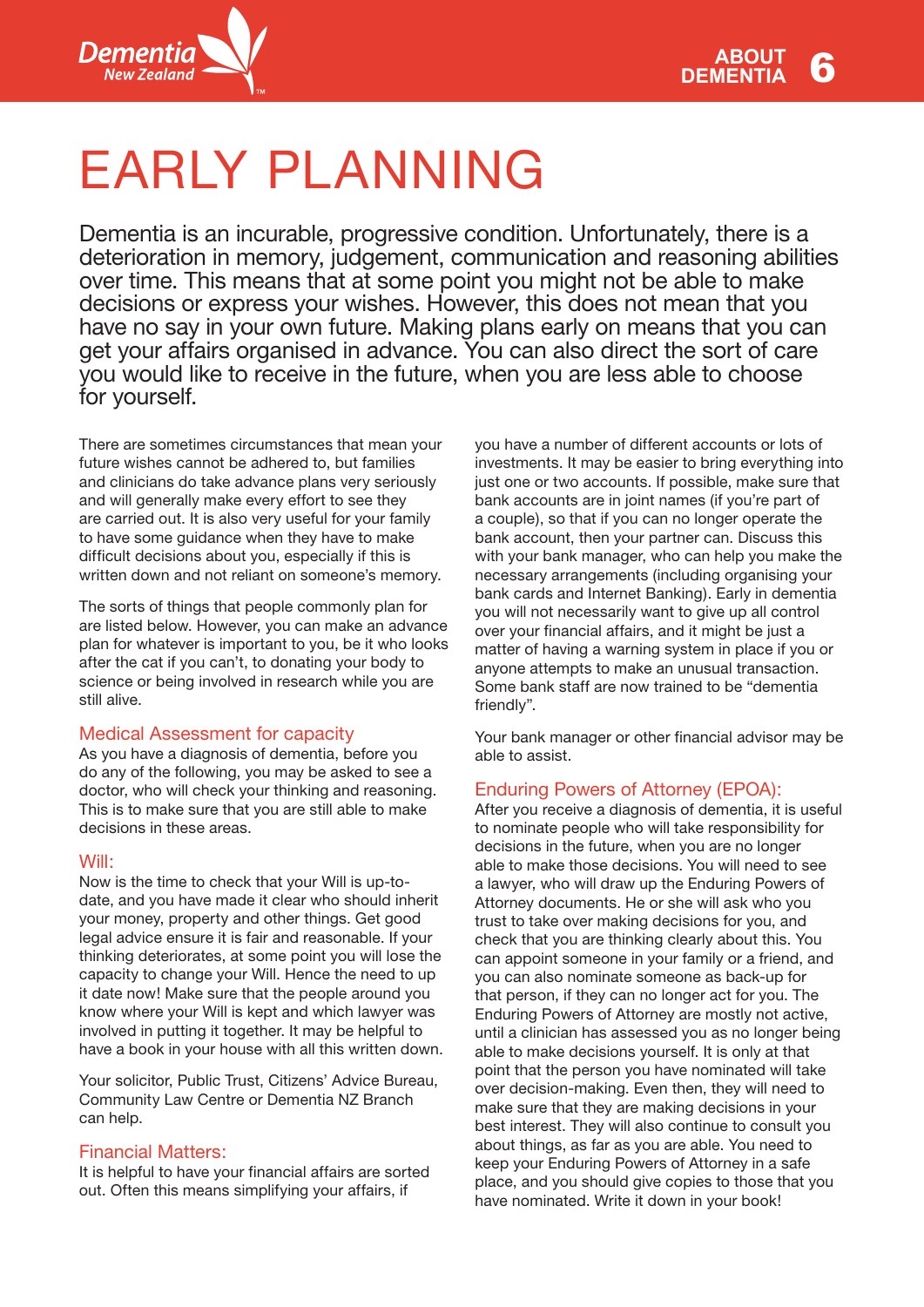# EARLY PLANNING

Dementia is an incurable, progressive condition. Unfortunately, there is a deterioration in memory, judgement, communication and reasoning abilities over time. This means that at some point you might not be able to make decisions or express your wishes. However, this does not mean that you have no say in your own future. Making plans early on means that you can get your affairs organised in advance. You can also direct the sort of care you would like to receive in the future, when you are less able to choose for yourself.

There are sometimes circumstances that mean your future wishes cannot be adhered to, but families and clinicians do take advance plans very seriously and will generally make every effort to see they are carried out. It is also very useful for your family to have some guidance when they have to make difficult decisions about you, especially if this is written down and not reliant on someone's memory.

The sorts of things that people commonly plan for are listed below. However, you can make an advance plan for whatever is important to you, be it who looks after the cat if you can't, to donating your body to science or being involved in research while you are still alive.

## Medical Assessment for capacity

As you have a diagnosis of dementia, before you do any of the following, you may be asked to see a doctor, who will check your thinking and reasoning. This is to make sure that you are still able to make decisions in these areas.

## Will:

Now is the time to check that your Will is up-to-date, and you have made it clear who should inherit your money, property and other things. Get good legal advice ensure it is fair and reasonable. If your thinking deteriorates, at some point you will lose the capacity to change your Will. Hence the need to up it date now! Make sure that the people around you know where your Will is kept and which lawyer was involved in putting it together. It may be helpful to have a book in your house with all this written down.

Your solicitor, Public Trust, Citizens' Advice Bureau, Community Law Centre or Dementia NZ Branch can help.

## Financial Matters:

It is helpful to have your financial affairs are sorted out. Often this means simplifying your affairs, if you have a number of different accounts or lots of investments. It may be easier to bring everything into just one or two accounts. If possible, make sure that bank accounts are in joint names (if you're part of a couple), so that if you can no longer operate the bank account, then your partner can. Discuss this with your bank manager, who can help you make the necessary arrangements (including organising your bank cards and Internet Banking). Early in dementia you will not necessarily want to give up all control over your financial affairs, and it might be just a matter of having a warning system in place if you or anyone attempts to make an unusual transaction. Some bank staff are now trained to be "dementia friendly".

Your bank manager or other financial advisor may be able to assist.

## Enduring Powers of Attorney (EPOA):

After you receive a diagnosis of dementia, it is useful to nominate people who will take responsibility for decisions in the future, when you are no longer able to make those decisions. You will need to see a lawyer, who will draw up the Enduring Powers of Attorney documents. He or she will ask who you trust to take over making decisions for you, and check that you are thinking clearly about this. You can appoint someone in your family or a friend, and you can also nominate someone as back-up for that person, if they can no longer act for you. The Enduring Powers of Attorney are mostly not active, until a clinician has assessed you as no longer being able to make decisions yourself. It is only at that point that the person you have nominated will take over decision-making. Even then, they will need to make sure that they are making decisions in your best interest. They will also continue to consult you about things, as far as you are able. You need to keep your Enduring Powers of Attorney in a safe place, and you should give copies to those that you have nominated. Write it down in your book!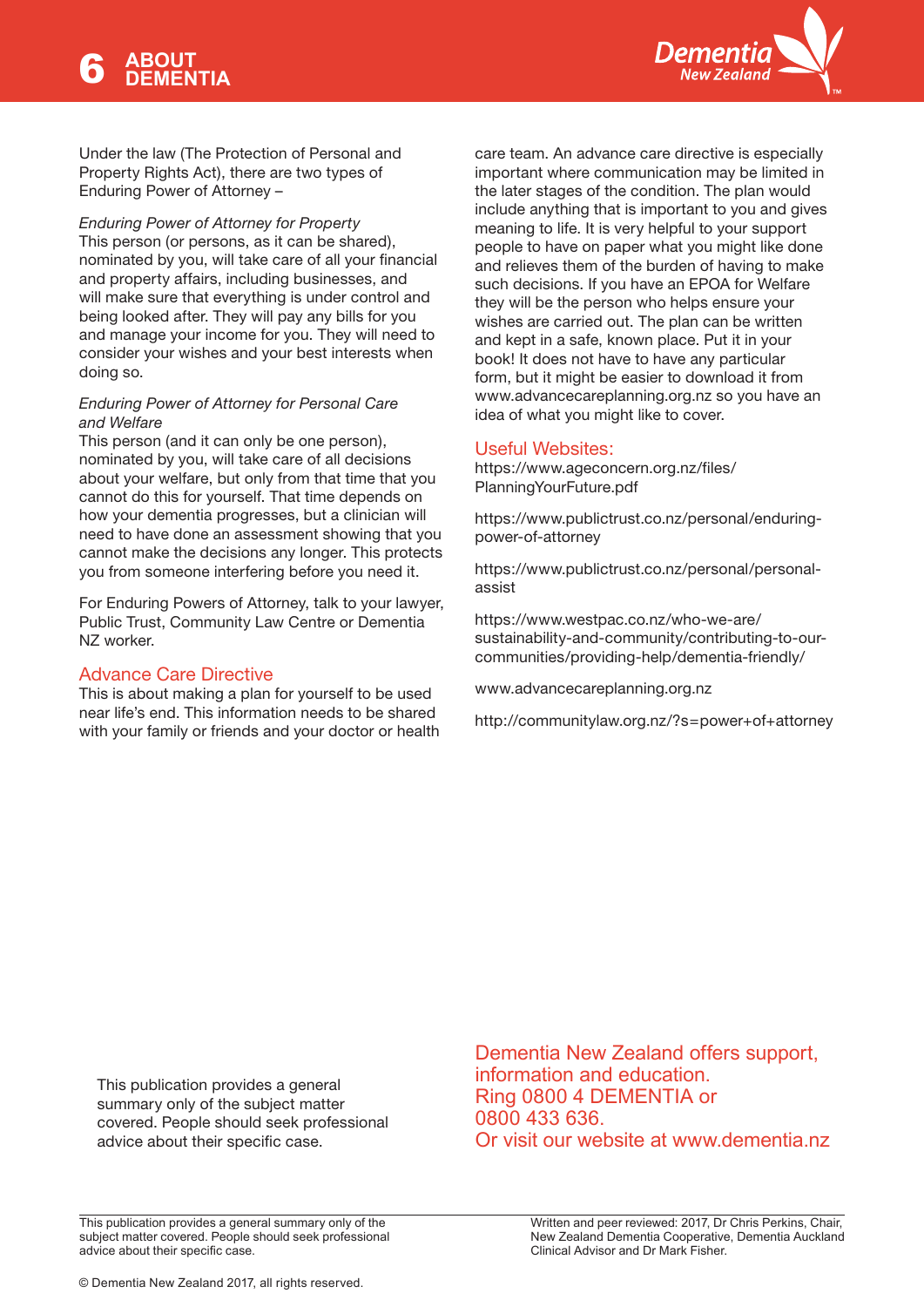Under the law (The Protection of Personal and Property Rights Act), there are two types of Enduring Power of Attorney –

*Enduring Power of Attorney for Property*
This person (or persons, as it can be shared), nominated by you, will take care of all your financial and property affairs, including businesses, and will make sure that everything is under control and being looked after. They will pay any bills for you and manage your income for you. They will need to consider your wishes and your best interests when doing so.

*Enduring Power of Attorney for Personal Care and Welfare*
This person (and it can only be one person), nominated by you, will take care of all decisions about your welfare, but only from that time that you cannot do this for yourself. That time depends on how your dementia progresses, but a clinician will need to have done an assessment showing that you cannot make the decisions any longer. This protects you from someone interfering before you need it.

For Enduring Powers of Attorney, talk to your lawyer, Public Trust, Community Law Centre or Dementia NZ worker.

## Advance Care Directive

This is about making a plan for yourself to be used near life's end. This information needs to be shared with your family or friends and your doctor or health care team. An advance care directive is especially important where communication may be limited in the later stages of the condition. The plan would include anything that is important to you and gives meaning to life. It is very helpful to your support people to have on paper what you might like done and relieves them of the burden of having to make such decisions. If you have an EPOA for Welfare they will be the person who helps ensure your wishes are carried out. The plan can be written and kept in a safe, known place. Put it in your book! It does not have to have any particular form, but it might be easier to download it from www.advancecareplanning.org.nz so you have an idea of what you might like to cover.

## Useful Websites:

https://www.ageconcern.org.nz/files/PlanningYourFuture.pdf

https://www.publictrust.co.nz/personal/enduring-power-of-attorney

https://www.publictrust.co.nz/personal/personal-assist

https://www.westpac.co.nz/who-we-are/sustainability-and-community/contributing-to-our-communities/providing-help/dementia-friendly/

www.advancecareplanning.org.nz

http://communitylaw.org.nz/?s=power+of+attorney

This publication provides a general summary only of the subject matter covered. People should seek professional advice about their specific case.

Dementia New Zealand offers support, information and education.
Ring 0800 4 DEMENTIA or 0800 433 636.
Or visit our website at www.dementia.nz

This publication provides a general summary only of the subject matter covered. People should seek professional advice about their specific case.

Written and peer reviewed: 2017, Dr Chris Perkins, Chair, New Zealand Dementia Cooperative, Dementia Auckland Clinical Advisor and Dr Mark Fisher.

© Dementia New Zealand 2017, all rights reserved.